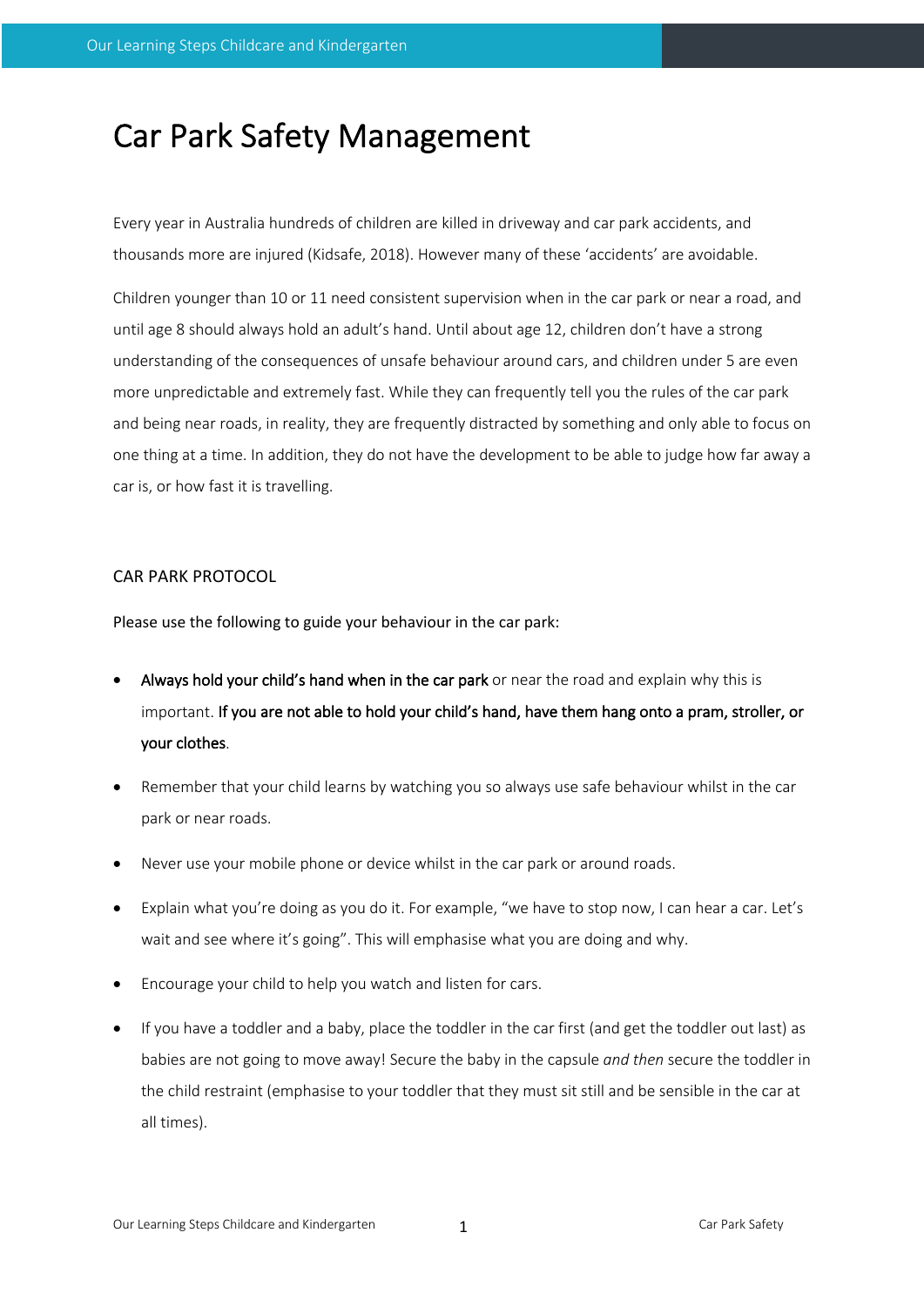# Car Park Safety Management

Every year in Australia hundreds of children are killed in driveway and car park accidents, and thousands more are injured (Kidsafe, 2018). However many of these 'accidents' are avoidable.

Children younger than 10 or 11 need consistent supervision when in the car park or near a road, and until age 8 should always hold an adult's hand. Until about age 12, children don't have a strong understanding of the consequences of unsafe behaviour around cars, and children under 5 are even more unpredictable and extremely fast. While they can frequently tell you the rules of the car park and being near roads, in reality, they are frequently distracted by something and only able to focus on one thing at a time. In addition, they do not have the development to be able to judge how far away a car is, or how fast it is travelling.

## CAR PARK PROTOCOL

Please use the following to guide your behaviour in the car park:

- **Always hold your child's hand when in the car park** or near the road and explain why this is important. **If you are not able to hold your child's hand, have them hang onto a pram, stroller, or your clothes**.
- Remember that your child learns by watching you so always use safe behaviour whilst in the car park or near roads.
- Never use your mobile phone or device whilst in the car park or around roads.
- Explain what you're doing as you do it. For example, "we have to stop now, I can hear a car. Let's wait and see where it's going". This will emphasise what you are doing and why.
- Encourage your child to help you watch and listen for cars.
- If you have a toddler and a baby, place the toddler in the car first (and get the toddler out last) as babies are not going to move away! Secure the baby in the capsule *and then* secure the toddler in the child restraint (emphasise to your toddler that they must sit still and be sensible in the car at all times).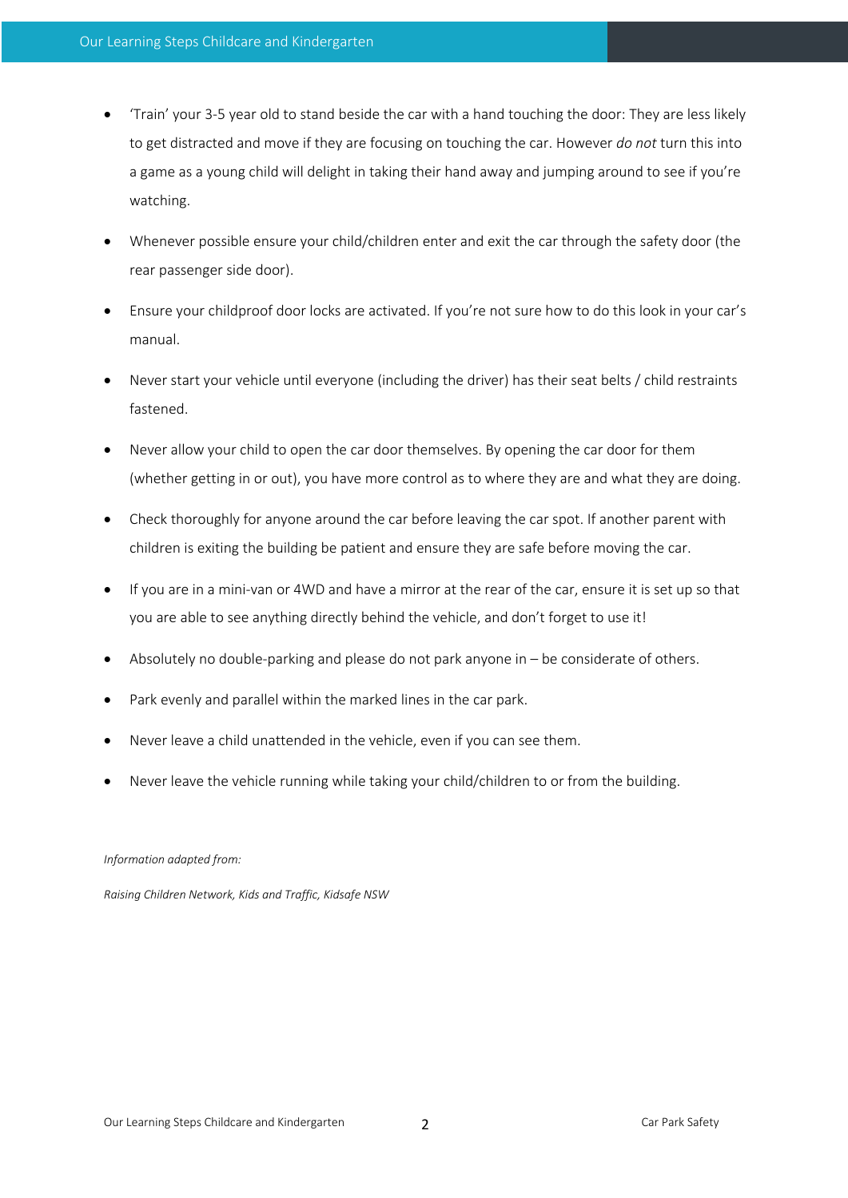- 'Train' your 3-5 year old to stand beside the car with a hand touching the door: They are less likely to get distracted and move if they are focusing on touching the car. However *do not* turn this into a game as a young child will delight in taking their hand away and jumping around to see if you're watching.

- Whenever possible ensure your child/children enter and exit the car through the safety door (the rear passenger side door).

- Ensure your childproof door locks are activated. If you're not sure how to do this look in your car's manual.

- Never start your vehicle until everyone (including the driver) has their seat belts / child restraints fastened.

- Never allow your child to open the car door themselves. By opening the car door for them (whether getting in or out), you have more control as to where they are and what they are doing.

- Check thoroughly for anyone around the car before leaving the car spot. If another parent with children is exiting the building be patient and ensure they are safe before moving the car.

- If you are in a mini-van or 4WD and have a mirror at the rear of the car, ensure it is set up so that you are able to see anything directly behind the vehicle, and don't forget to use it!

- Absolutely no double-parking and please do not park anyone in – be considerate of others.

- Park evenly and parallel within the marked lines in the car park.

- Never leave a child unattended in the vehicle, even if you can see them.

- Never leave the vehicle running while taking your child/children to or from the building.

*Information adapted from:*

*Raising Children Network, Kids and Traffic, Kidsafe NSW*